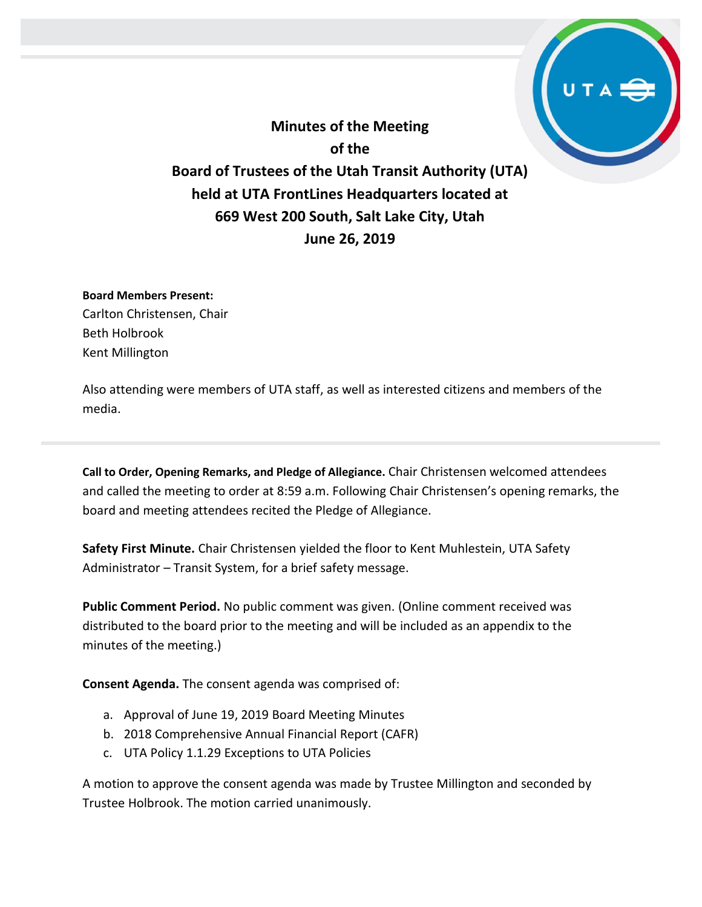**Minutes of the Meeting**
**of the**
**Board of Trustees of the Utah Transit Authority (UTA)**
**held at UTA FrontLines Headquarters located at**
**669 West 200 South, Salt Lake City, Utah**
**June 26, 2019**

**Board Members Present:**
Carlton Christensen, Chair
Beth Holbrook
Kent Millington

Also attending were members of UTA staff, as well as interested citizens and members of the media.

---

**Call to Order, Opening Remarks, and Pledge of Allegiance.** Chair Christensen welcomed attendees and called the meeting to order at 8:59 a.m. Following Chair Christensen's opening remarks, the board and meeting attendees recited the Pledge of Allegiance.

**Safety First Minute.** Chair Christensen yielded the floor to Kent Muhlestein, UTA Safety Administrator – Transit System, for a brief safety message.

**Public Comment Period.** No public comment was given. (Online comment received was distributed to the board prior to the meeting and will be included as an appendix to the minutes of the meeting.)

**Consent Agenda.** The consent agenda was comprised of:

a. Approval of June 19, 2019 Board Meeting Minutes
b. 2018 Comprehensive Annual Financial Report (CAFR)
c. UTA Policy 1.1.29 Exceptions to UTA Policies

A motion to approve the consent agenda was made by Trustee Millington and seconded by Trustee Holbrook. The motion carried unanimously.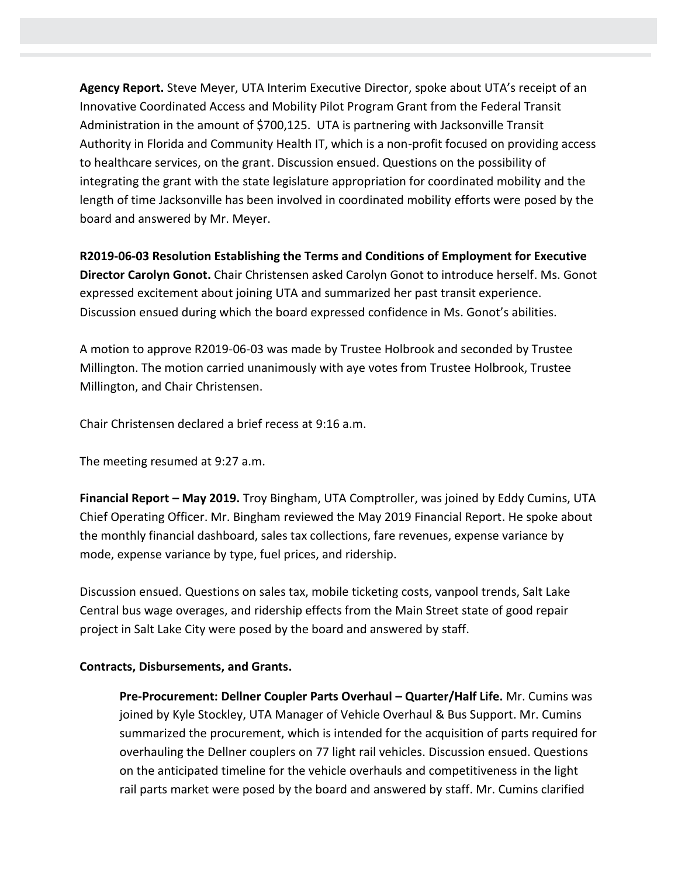**Agency Report.** Steve Meyer, UTA Interim Executive Director, spoke about UTA's receipt of an Innovative Coordinated Access and Mobility Pilot Program Grant from the Federal Transit Administration in the amount of $700,125. UTA is partnering with Jacksonville Transit Authority in Florida and Community Health IT, which is a non-profit focused on providing access to healthcare services, on the grant. Discussion ensued. Questions on the possibility of integrating the grant with the state legislature appropriation for coordinated mobility and the length of time Jacksonville has been involved in coordinated mobility efforts were posed by the board and answered by Mr. Meyer.

**R2019-06-03 Resolution Establishing the Terms and Conditions of Employment for Executive Director Carolyn Gonot.** Chair Christensen asked Carolyn Gonot to introduce herself. Ms. Gonot expressed excitement about joining UTA and summarized her past transit experience. Discussion ensued during which the board expressed confidence in Ms. Gonot's abilities.

A motion to approve R2019-06-03 was made by Trustee Holbrook and seconded by Trustee Millington. The motion carried unanimously with aye votes from Trustee Holbrook, Trustee Millington, and Chair Christensen.

Chair Christensen declared a brief recess at 9:16 a.m.

The meeting resumed at 9:27 a.m.

**Financial Report – May 2019.** Troy Bingham, UTA Comptroller, was joined by Eddy Cumins, UTA Chief Operating Officer. Mr. Bingham reviewed the May 2019 Financial Report. He spoke about the monthly financial dashboard, sales tax collections, fare revenues, expense variance by mode, expense variance by type, fuel prices, and ridership.

Discussion ensued. Questions on sales tax, mobile ticketing costs, vanpool trends, Salt Lake Central bus wage overages, and ridership effects from the Main Street state of good repair project in Salt Lake City were posed by the board and answered by staff.

**Contracts, Disbursements, and Grants.**

> **Pre-Procurement: Dellner Coupler Parts Overhaul – Quarter/Half Life.** Mr. Cumins was joined by Kyle Stockley, UTA Manager of Vehicle Overhaul & Bus Support. Mr. Cumins summarized the procurement, which is intended for the acquisition of parts required for overhauling the Dellner couplers on 77 light rail vehicles. Discussion ensued. Questions on the anticipated timeline for the vehicle overhauls and competitiveness in the light rail parts market were posed by the board and answered by staff. Mr. Cumins clarified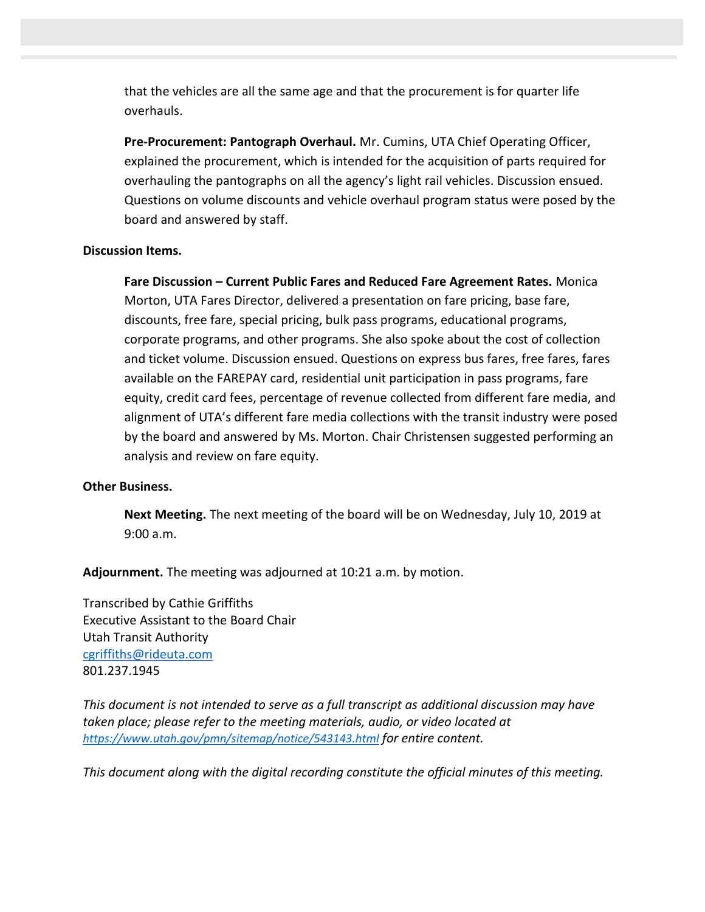that the vehicles are all the same age and that the procurement is for quarter life overhauls.

**Pre-Procurement: Pantograph Overhaul.** Mr. Cumins, UTA Chief Operating Officer, explained the procurement, which is intended for the acquisition of parts required for overhauling the pantographs on all the agency's light rail vehicles. Discussion ensued. Questions on volume discounts and vehicle overhaul program status were posed by the board and answered by staff.

**Discussion Items.**

**Fare Discussion – Current Public Fares and Reduced Fare Agreement Rates.** Monica Morton, UTA Fares Director, delivered a presentation on fare pricing, base fare, discounts, free fare, special pricing, bulk pass programs, educational programs, corporate programs, and other programs. She also spoke about the cost of collection and ticket volume. Discussion ensued. Questions on express bus fares, free fares, fares available on the FAREPAY card, residential unit participation in pass programs, fare equity, credit card fees, percentage of revenue collected from different fare media, and alignment of UTA's different fare media collections with the transit industry were posed by the board and answered by Ms. Morton. Chair Christensen suggested performing an analysis and review on fare equity.

**Other Business.**

**Next Meeting.** The next meeting of the board will be on Wednesday, July 10, 2019 at 9:00 a.m.

**Adjournment.** The meeting was adjourned at 10:21 a.m. by motion.

Transcribed by Cathie Griffiths
Executive Assistant to the Board Chair
Utah Transit Authority
cgriffiths@rideuta.com
801.237.1945

*This document is not intended to serve as a full transcript as additional discussion may have taken place; please refer to the meeting materials, audio, or video located at https://www.utah.gov/pmn/sitemap/notice/543143.html for entire content.*

*This document along with the digital recording constitute the official minutes of this meeting.*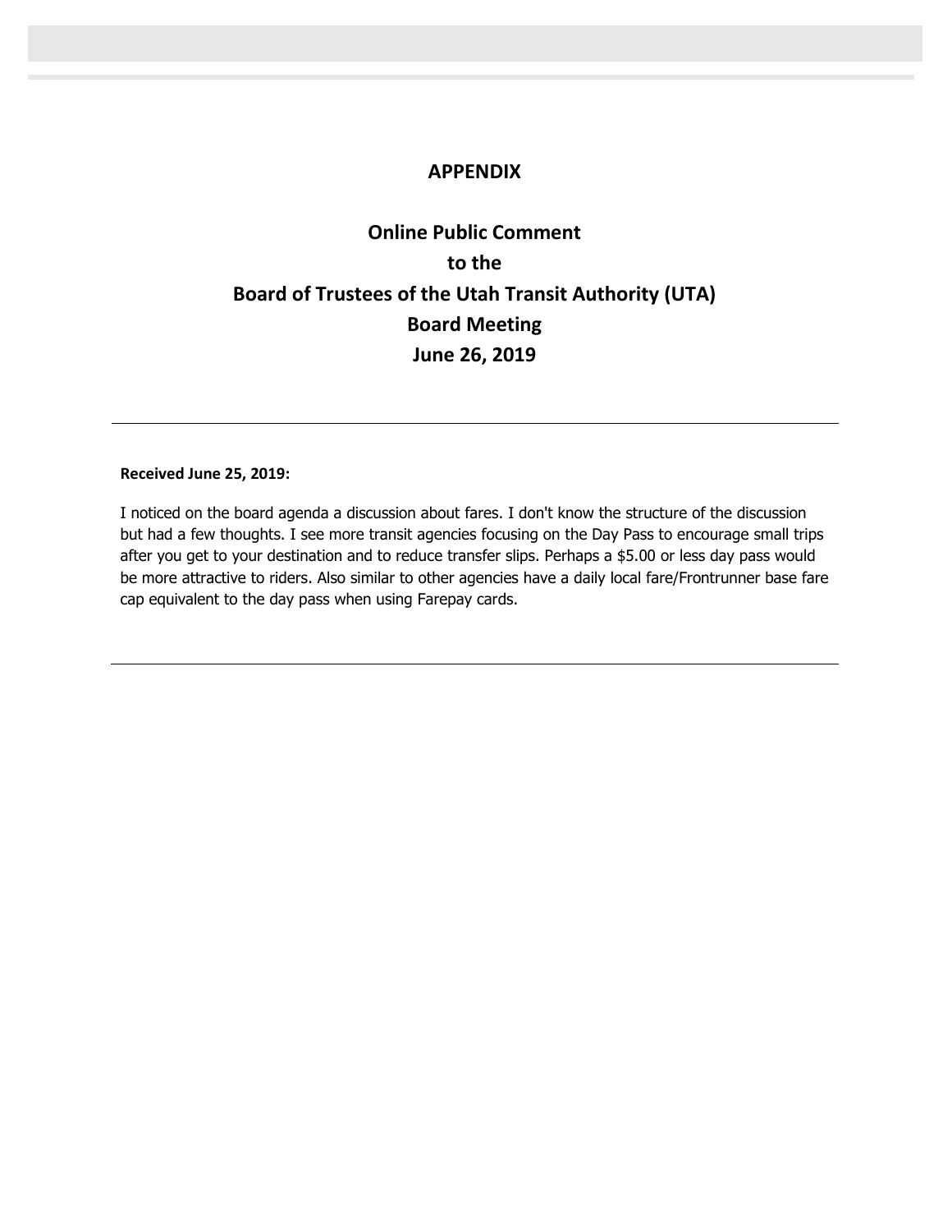# APPENDIX

## Online Public Comment
## to the
## Board of Trustees of the Utah Transit Authority (UTA)
## Board Meeting
## June 26, 2019

---

**Received June 25, 2019:**

I noticed on the board agenda a discussion about fares. I don't know the structure of the discussion but had a few thoughts. I see more transit agencies focusing on the Day Pass to encourage small trips after you get to your destination and to reduce transfer slips. Perhaps a $5.00 or less day pass would be more attractive to riders. Also similar to other agencies have a daily local fare/Frontrunner base fare cap equivalent to the day pass when using Farepay cards.

---